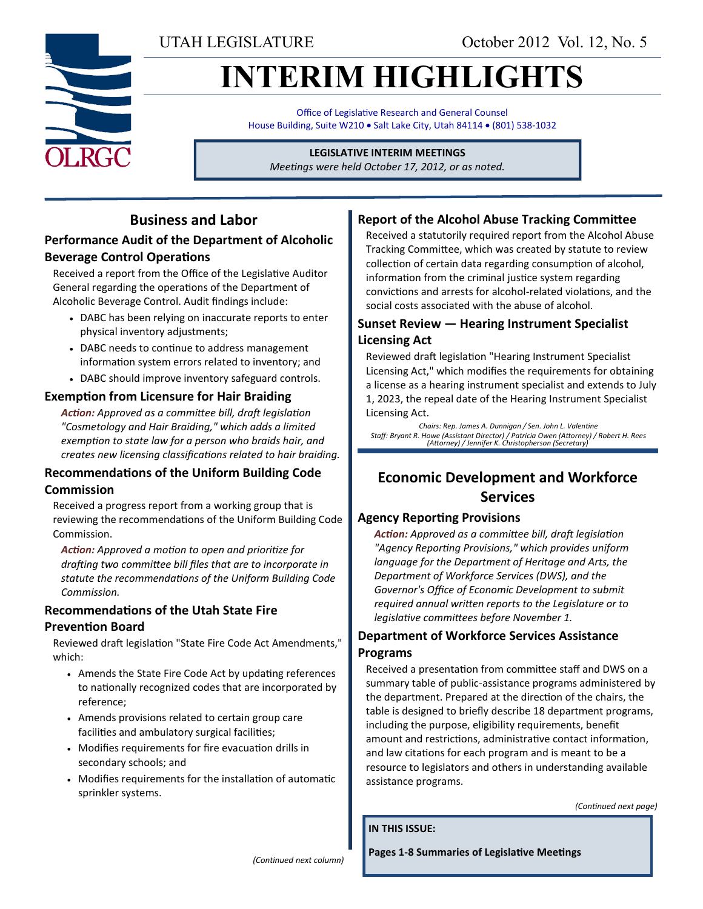UTAH LEGISLATURE

October 2012 Vol. 12, No. 5

# INTERIM HIGHLIGHTS

Office of Legislative Research and General Counsel
House Building, Suite W210 • Salt Lake City, Utah 84114 • (801) 538-1032

**LEGISLATIVE INTERIM MEETINGS**
*Meetings were held October 17, 2012, or as noted.*

## Business and Labor

### Performance Audit of the Department of Alcoholic Beverage Control Operations

Received a report from the Office of the Legislative Auditor General regarding the operations of the Department of Alcoholic Beverage Control. Audit findings include:

- DABC has been relying on inaccurate reports to enter physical inventory adjustments;
- DABC needs to continue to address management information system errors related to inventory; and
- DABC should improve inventory safeguard controls.

### Exemption from Licensure for Hair Braiding

***Action:*** *Approved as a committee bill, draft legislation "Cosmetology and Hair Braiding," which adds a limited exemption to state law for a person who braids hair, and creates new licensing classifications related to hair braiding.*

### Recommendations of the Uniform Building Code Commission

Received a progress report from a working group that is reviewing the recommendations of the Uniform Building Code Commission.

***Action:*** *Approved a motion to open and prioritize for drafting two committee bill files that are to incorporate in statute the recommendations of the Uniform Building Code Commission.*

### Recommendations of the Utah State Fire Prevention Board

Reviewed draft legislation "State Fire Code Act Amendments," which:

- Amends the State Fire Code Act by updating references to nationally recognized codes that are incorporated by reference;
- Amends provisions related to certain group care facilities and ambulatory surgical facilities;
- Modifies requirements for fire evacuation drills in secondary schools; and
- Modifies requirements for the installation of automatic sprinkler systems.

### Report of the Alcohol Abuse Tracking Committee

Received a statutorily required report from the Alcohol Abuse Tracking Committee, which was created by statute to review collection of certain data regarding consumption of alcohol, information from the criminal justice system regarding convictions and arrests for alcohol-related violations, and the social costs associated with the abuse of alcohol.

### Sunset Review — Hearing Instrument Specialist Licensing Act

Reviewed draft legislation "Hearing Instrument Specialist Licensing Act," which modifies the requirements for obtaining a license as a hearing instrument specialist and extends to July 1, 2023, the repeal date of the Hearing Instrument Specialist Licensing Act.

*Chairs: Rep. James A. Dunnigan / Sen. John L. Valentine*
*Staff: Bryant R. Howe (Assistant Director) / Patricia Owen (Attorney) / Robert H. Rees (Attorney) / Jennifer K. Christopherson (Secretary)*

## Economic Development and Workforce Services

### Agency Reporting Provisions

***Action:*** *Approved as a committee bill, draft legislation "Agency Reporting Provisions," which provides uniform language for the Department of Heritage and Arts, the Department of Workforce Services (DWS), and the Governor's Office of Economic Development to submit required annual written reports to the Legislature or to legislative committees before November 1.*

### Department of Workforce Services Assistance Programs

Received a presentation from committee staff and DWS on a summary table of public-assistance programs administered by the department. Prepared at the direction of the chairs, the table is designed to briefly describe 18 department programs, including the purpose, eligibility requirements, benefit amount and restrictions, administrative contact information, and law citations for each program and is meant to be a resource to legislators and others in understanding available assistance programs.

*(Continued next page)*

**IN THIS ISSUE:**

**Pages 1-8 Summaries of Legislative Meetings**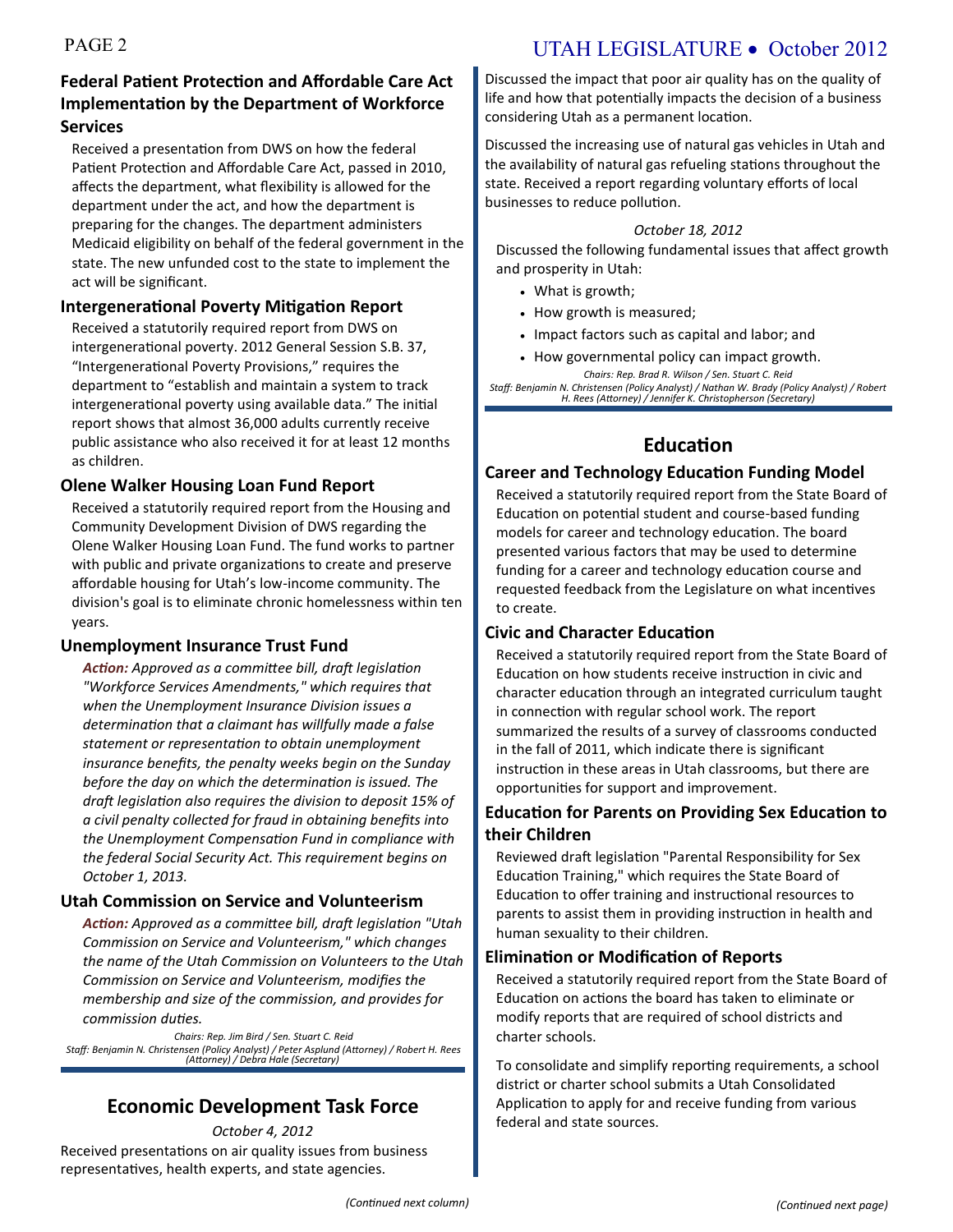### Federal Patient Protection and Affordable Care Act Implementation by the Department of Workforce Services

Received a presentation from DWS on how the federal Patient Protection and Affordable Care Act, passed in 2010, affects the department, what flexibility is allowed for the department under the act, and how the department is preparing for the changes. The department administers Medicaid eligibility on behalf of the federal government in the state. The new unfunded cost to the state to implement the act will be significant.

### Intergenerational Poverty Mitigation Report

Received a statutorily required report from DWS on intergenerational poverty. 2012 General Session S.B. 37, "Intergenerational Poverty Provisions," requires the department to "establish and maintain a system to track intergenerational poverty using available data." The initial report shows that almost 36,000 adults currently receive public assistance who also received it for at least 12 months as children.

### Olene Walker Housing Loan Fund Report

Received a statutorily required report from the Housing and Community Development Division of DWS regarding the Olene Walker Housing Loan Fund. The fund works to partner with public and private organizations to create and preserve affordable housing for Utah's low-income community. The division's goal is to eliminate chronic homelessness within ten years.

### Unemployment Insurance Trust Fund

***Action:*** *Approved as a committee bill, draft legislation "Workforce Services Amendments," which requires that when the Unemployment Insurance Division issues a determination that a claimant has willfully made a false statement or representation to obtain unemployment insurance benefits, the penalty weeks begin on the Sunday before the day on which the determination is issued. The draft legislation also requires the division to deposit 15% of a civil penalty collected for fraud in obtaining benefits into the Unemployment Compensation Fund in compliance with the federal Social Security Act. This requirement begins on October 1, 2013.*

### Utah Commission on Service and Volunteerism

***Action:*** *Approved as a committee bill, draft legislation "Utah Commission on Service and Volunteerism," which changes the name of the Utah Commission on Volunteers to the Utah Commission on Service and Volunteerism, modifies the membership and size of the commission, and provides for commission duties.*

*Chairs: Rep. Jim Bird / Sen. Stuart C. Reid*
*Staff: Benjamin N. Christensen (Policy Analyst) / Peter Asplund (Attorney) / Robert H. Rees (Attorney) / Debra Hale (Secretary)*

## Economic Development Task Force

*October 4, 2012*

Received presentations on air quality issues from business representatives, health experts, and state agencies.

Discussed the impact that poor air quality has on the quality of life and how that potentially impacts the decision of a business considering Utah as a permanent location.

Discussed the increasing use of natural gas vehicles in Utah and the availability of natural gas refueling stations throughout the state. Received a report regarding voluntary efforts of local businesses to reduce pollution.

*October 18, 2012*

Discussed the following fundamental issues that affect growth and prosperity in Utah:

- What is growth;
- How growth is measured;
- Impact factors such as capital and labor; and
- How governmental policy can impact growth.

*Chairs: Rep. Brad R. Wilson / Sen. Stuart C. Reid*
*Staff: Benjamin N. Christensen (Policy Analyst) / Nathan W. Brady (Policy Analyst) / Robert H. Rees (Attorney) / Jennifer K. Christopherson (Secretary)*

## Education

### Career and Technology Education Funding Model

Received a statutorily required report from the State Board of Education on potential student and course-based funding models for career and technology education. The board presented various factors that may be used to determine funding for a career and technology education course and requested feedback from the Legislature on what incentives to create.

### Civic and Character Education

Received a statutorily required report from the State Board of Education on how students receive instruction in civic and character education through an integrated curriculum taught in connection with regular school work. The report summarized the results of a survey of classrooms conducted in the fall of 2011, which indicate there is significant instruction in these areas in Utah classrooms, but there are opportunities for support and improvement.

### Education for Parents on Providing Sex Education to their Children

Reviewed draft legislation "Parental Responsibility for Sex Education Training," which requires the State Board of Education to offer training and instructional resources to parents to assist them in providing instruction in health and human sexuality to their children.

### Elimination or Modification of Reports

Received a statutorily required report from the State Board of Education on actions the board has taken to eliminate or modify reports that are required of school districts and charter schools.

To consolidate and simplify reporting requirements, a school district or charter school submits a Utah Consolidated Application to apply for and receive funding from various federal and state sources.

*(Continued next page)*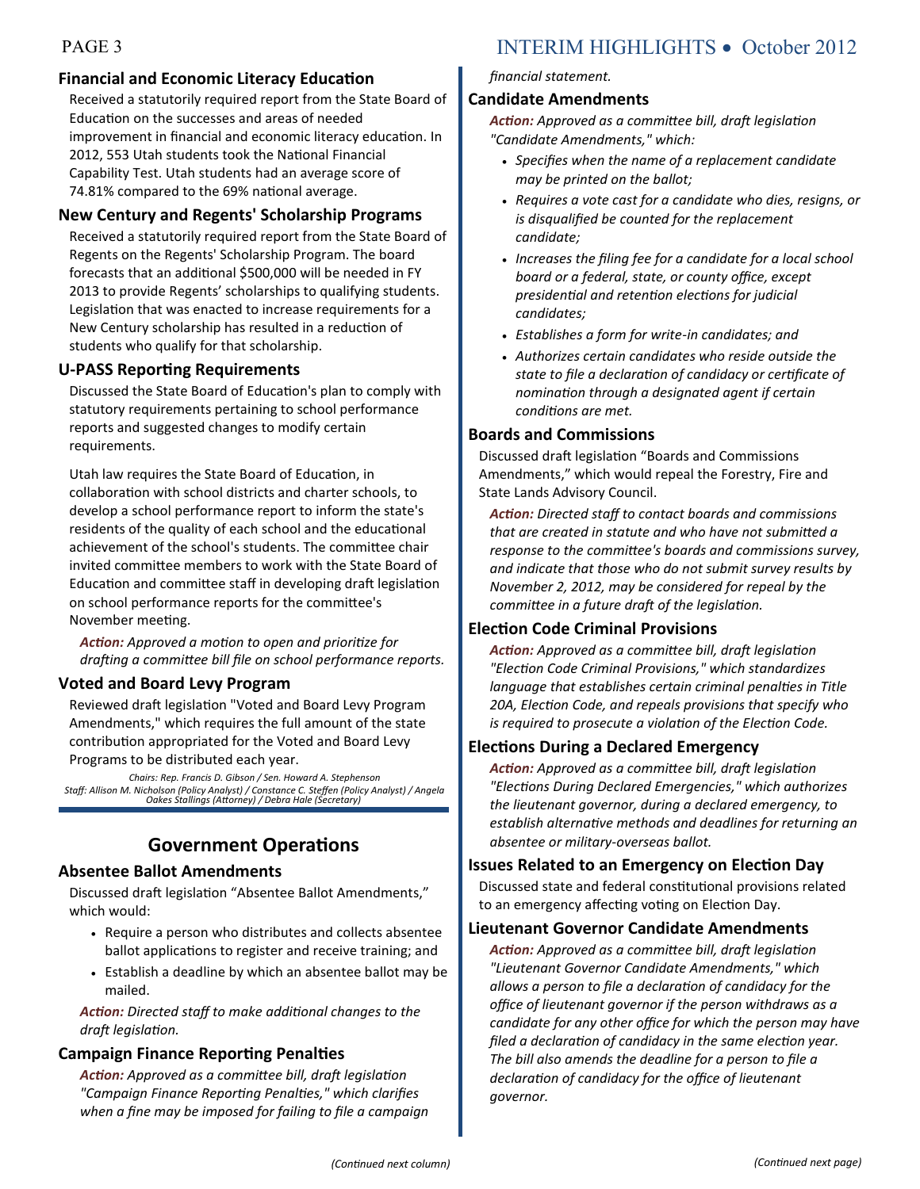### Financial and Economic Literacy Education

Received a statutorily required report from the State Board of Education on the successes and areas of needed improvement in financial and economic literacy education. In 2012, 553 Utah students took the National Financial Capability Test. Utah students had an average score of 74.81% compared to the 69% national average.

### New Century and Regents' Scholarship Programs

Received a statutorily required report from the State Board of Regents on the Regents' Scholarship Program. The board forecasts that an additional $500,000 will be needed in FY 2013 to provide Regents' scholarships to qualifying students. Legislation that was enacted to increase requirements for a New Century scholarship has resulted in a reduction of students who qualify for that scholarship.

### U-PASS Reporting Requirements

Discussed the State Board of Education's plan to comply with statutory requirements pertaining to school performance reports and suggested changes to modify certain requirements.

Utah law requires the State Board of Education, in collaboration with school districts and charter schools, to develop a school performance report to inform the state's residents of the quality of each school and the educational achievement of the school's students. The committee chair invited committee members to work with the State Board of Education and committee staff in developing draft legislation on school performance reports for the committee's November meeting.

***Action:*** *Approved a motion to open and prioritize for drafting a committee bill file on school performance reports.*

### Voted and Board Levy Program

Reviewed draft legislation "Voted and Board Levy Program Amendments," which requires the full amount of the state contribution appropriated for the Voted and Board Levy Programs to be distributed each year.

*Chairs: Rep. Francis D. Gibson / Sen. Howard A. Stephenson*
*Staff: Allison M. Nicholson (Policy Analyst) / Constance C. Steffen (Policy Analyst) / Angela Oakes Stallings (Attorney) / Debra Hale (Secretary)*

## Government Operations

### Absentee Ballot Amendments

Discussed draft legislation "Absentee Ballot Amendments," which would:

- Require a person who distributes and collects absentee ballot applications to register and receive training; and
- Establish a deadline by which an absentee ballot may be mailed.

***Action:*** *Directed staff to make additional changes to the draft legislation.*

### Campaign Finance Reporting Penalties

***Action:*** *Approved as a committee bill, draft legislation "Campaign Finance Reporting Penalties," which clarifies when a fine may be imposed for failing to file a campaign financial statement.*

### Candidate Amendments

***Action:*** *Approved as a committee bill, draft legislation "Candidate Amendments," which:*

- *Specifies when the name of a replacement candidate may be printed on the ballot;*
- *Requires a vote cast for a candidate who dies, resigns, or is disqualified be counted for the replacement candidate;*
- *Increases the filing fee for a candidate for a local school board or a federal, state, or county office, except presidential and retention elections for judicial candidates;*
- *Establishes a form for write-in candidates; and*
- *Authorizes certain candidates who reside outside the state to file a declaration of candidacy or certificate of nomination through a designated agent if certain conditions are met.*

### Boards and Commissions

Discussed draft legislation "Boards and Commissions Amendments," which would repeal the Forestry, Fire and State Lands Advisory Council.

***Action:*** *Directed staff to contact boards and commissions that are created in statute and who have not submitted a response to the committee's boards and commissions survey, and indicate that those who do not submit survey results by November 2, 2012, may be considered for repeal by the committee in a future draft of the legislation.*

### Election Code Criminal Provisions

***Action:*** *Approved as a committee bill, draft legislation "Election Code Criminal Provisions," which standardizes language that establishes certain criminal penalties in Title 20A, Election Code, and repeals provisions that specify who is required to prosecute a violation of the Election Code.*

### Elections During a Declared Emergency

***Action:*** *Approved as a committee bill, draft legislation "Elections During Declared Emergencies," which authorizes the lieutenant governor, during a declared emergency, to establish alternative methods and deadlines for returning an absentee or military-overseas ballot.*

### Issues Related to an Emergency on Election Day

Discussed state and federal constitutional provisions related to an emergency affecting voting on Election Day.

### Lieutenant Governor Candidate Amendments

***Action:*** *Approved as a committee bill, draft legislation "Lieutenant Governor Candidate Amendments," which allows a person to file a declaration of candidacy for the office of lieutenant governor if the person withdraws as a candidate for any other office for which the person may have filed a declaration of candidacy in the same election year. The bill also amends the deadline for a person to file a declaration of candidacy for the office of lieutenant governor.*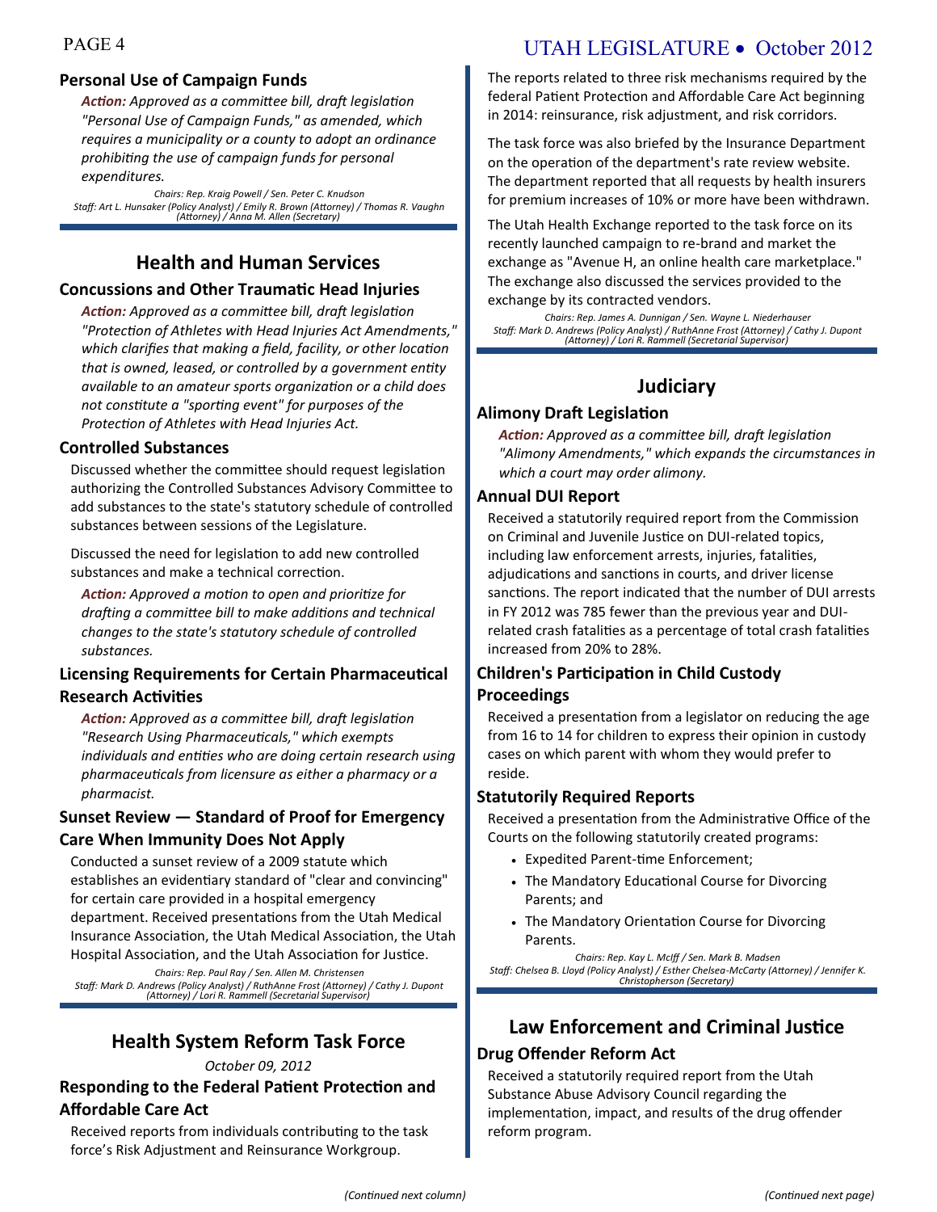### Personal Use of Campaign Funds

*Action:* *Approved as a committee bill, draft legislation "Personal Use of Campaign Funds," as amended, which requires a municipality or a county to adopt an ordinance prohibiting the use of campaign funds for personal expenditures.*

*Chairs: Rep. Kraig Powell / Sen. Peter C. Knudson*
*Staff: Art L. Hunsaker (Policy Analyst) / Emily R. Brown (Attorney) / Thomas R. Vaughn (Attorney) / Anna M. Allen (Secretary)*

## Health and Human Services

### Concussions and Other Traumatic Head Injuries

*Action:* *Approved as a committee bill, draft legislation "Protection of Athletes with Head Injuries Act Amendments," which clarifies that making a field, facility, or other location that is owned, leased, or controlled by a government entity available to an amateur sports organization or a child does not constitute a "sporting event" for purposes of the Protection of Athletes with Head Injuries Act.*

### Controlled Substances

Discussed whether the committee should request legislation authorizing the Controlled Substances Advisory Committee to add substances to the state's statutory schedule of controlled substances between sessions of the Legislature.

Discussed the need for legislation to add new controlled substances and make a technical correction.

*Action:* *Approved a motion to open and prioritize for drafting a committee bill to make additions and technical changes to the state's statutory schedule of controlled substances.*

### Licensing Requirements for Certain Pharmaceutical Research Activities

*Action:* *Approved as a committee bill, draft legislation "Research Using Pharmaceuticals," which exempts individuals and entities who are doing certain research using pharmaceuticals from licensure as either a pharmacy or a pharmacist.*

### Sunset Review — Standard of Proof for Emergency Care When Immunity Does Not Apply

Conducted a sunset review of a 2009 statute which establishes an evidentiary standard of "clear and convincing" for certain care provided in a hospital emergency department. Received presentations from the Utah Medical Insurance Association, the Utah Medical Association, the Utah Hospital Association, and the Utah Association for Justice.

*Chairs: Rep. Paul Ray / Sen. Allen M. Christensen*
*Staff: Mark D. Andrews (Policy Analyst) / RuthAnne Frost (Attorney) / Cathy J. Dupont (Attorney) / Lori R. Rammell (Secretarial Supervisor)*

## Health System Reform Task Force

*October 09, 2012*

### Responding to the Federal Patient Protection and Affordable Care Act

Received reports from individuals contributing to the task force's Risk Adjustment and Reinsurance Workgroup.

*(Continued next column)*

The reports related to three risk mechanisms required by the federal Patient Protection and Affordable Care Act beginning in 2014: reinsurance, risk adjustment, and risk corridors.

The task force was also briefed by the Insurance Department on the operation of the department's rate review website. The department reported that all requests by health insurers for premium increases of 10% or more have been withdrawn.

The Utah Health Exchange reported to the task force on its recently launched campaign to re-brand and market the exchange as "Avenue H, an online health care marketplace." The exchange also discussed the services provided to the exchange by its contracted vendors.

*Chairs: Rep. James A. Dunnigan / Sen. Wayne L. Niederhauser*
*Staff: Mark D. Andrews (Policy Analyst) / RuthAnne Frost (Attorney) / Cathy J. Dupont (Attorney) / Lori R. Rammell (Secretarial Supervisor)*

## Judiciary

### Alimony Draft Legislation

*Action:* *Approved as a committee bill, draft legislation "Alimony Amendments," which expands the circumstances in which a court may order alimony.*

### Annual DUI Report

Received a statutorily required report from the Commission on Criminal and Juvenile Justice on DUI-related topics, including law enforcement arrests, injuries, fatalities, adjudications and sanctions in courts, and driver license sanctions. The report indicated that the number of DUI arrests in FY 2012 was 785 fewer than the previous year and DUI-related crash fatalities as a percentage of total crash fatalities increased from 20% to 28%.

### Children's Participation in Child Custody Proceedings

Received a presentation from a legislator on reducing the age from 16 to 14 for children to express their opinion in custody cases on which parent with whom they would prefer to reside.

### Statutorily Required Reports

Received a presentation from the Administrative Office of the Courts on the following statutorily created programs:

- Expedited Parent-time Enforcement;
- The Mandatory Educational Course for Divorcing Parents; and
- The Mandatory Orientation Course for Divorcing Parents.

*Chairs: Rep. Kay L. McIff / Sen. Mark B. Madsen*
*Staff: Chelsea B. Lloyd (Policy Analyst) / Esther Chelsea-McCarty (Attorney) / Jennifer K. Christopherson (Secretary)*

## Law Enforcement and Criminal Justice

### Drug Offender Reform Act

Received a statutorily required report from the Utah Substance Abuse Advisory Council regarding the implementation, impact, and results of the drug offender reform program.

*(Continued next page)*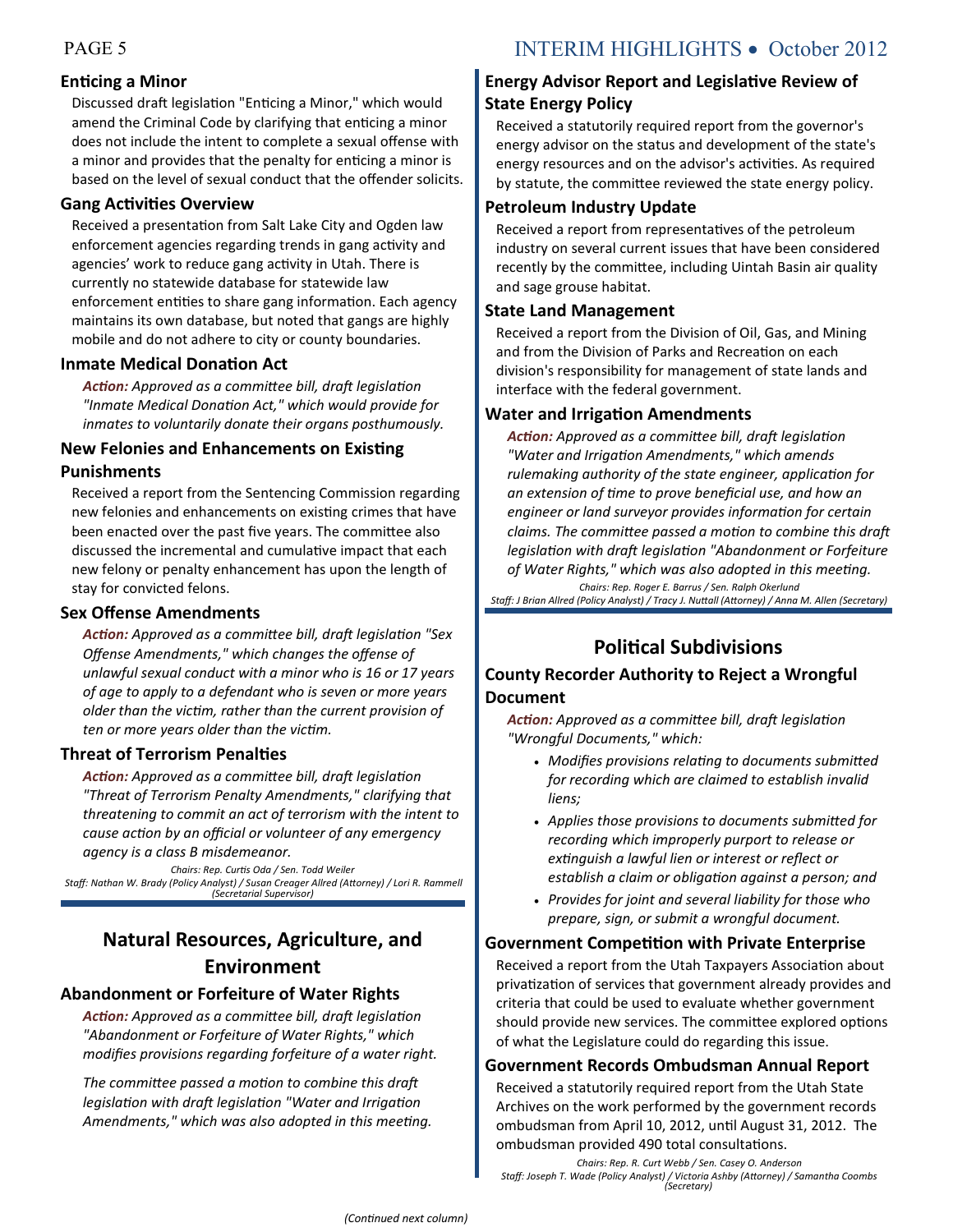### Enticing a Minor

Discussed draft legislation "Enticing a Minor," which would amend the Criminal Code by clarifying that enticing a minor does not include the intent to complete a sexual offense with a minor and provides that the penalty for enticing a minor is based on the level of sexual conduct that the offender solicits.

### Gang Activities Overview

Received a presentation from Salt Lake City and Ogden law enforcement agencies regarding trends in gang activity and agencies' work to reduce gang activity in Utah. There is currently no statewide database for statewide law enforcement entities to share gang information. Each agency maintains its own database, but noted that gangs are highly mobile and do not adhere to city or county boundaries.

### Inmate Medical Donation Act

***Action:*** *Approved as a committee bill, draft legislation "Inmate Medical Donation Act," which would provide for inmates to voluntarily donate their organs posthumously.*

### New Felonies and Enhancements on Existing Punishments

Received a report from the Sentencing Commission regarding new felonies and enhancements on existing crimes that have been enacted over the past five years. The committee also discussed the incremental and cumulative impact that each new felony or penalty enhancement has upon the length of stay for convicted felons.

### Sex Offense Amendments

***Action:*** *Approved as a committee bill, draft legislation "Sex Offense Amendments," which changes the offense of unlawful sexual conduct with a minor who is 16 or 17 years of age to apply to a defendant who is seven or more years older than the victim, rather than the current provision of ten or more years older than the victim.*

### Threat of Terrorism Penalties

***Action:*** *Approved as a committee bill, draft legislation "Threat of Terrorism Penalty Amendments," clarifying that threatening to commit an act of terrorism with the intent to cause action by an official or volunteer of any emergency agency is a class B misdemeanor.*

*Chairs: Rep. Curtis Oda / Sen. Todd Weiler*
*Staff: Nathan W. Brady (Policy Analyst) / Susan Creager Allred (Attorney) / Lori R. Rammell (Secretarial Supervisor)*

## Natural Resources, Agriculture, and Environment

### Abandonment or Forfeiture of Water Rights

***Action:*** *Approved as a committee bill, draft legislation "Abandonment or Forfeiture of Water Rights," which modifies provisions regarding forfeiture of a water right.*

*The committee passed a motion to combine this draft legislation with draft legislation "Water and Irrigation Amendments," which was also adopted in this meeting.*

### Energy Advisor Report and Legislative Review of State Energy Policy

Received a statutorily required report from the governor's energy advisor on the status and development of the state's energy resources and on the advisor's activities. As required by statute, the committee reviewed the state energy policy.

### Petroleum Industry Update

Received a report from representatives of the petroleum industry on several current issues that have been considered recently by the committee, including Uintah Basin air quality and sage grouse habitat.

### State Land Management

Received a report from the Division of Oil, Gas, and Mining and from the Division of Parks and Recreation on each division's responsibility for management of state lands and interface with the federal government.

### Water and Irrigation Amendments

***Action:*** *Approved as a committee bill, draft legislation "Water and Irrigation Amendments," which amends rulemaking authority of the state engineer, application for an extension of time to prove beneficial use, and how an engineer or land surveyor provides information for certain claims. The committee passed a motion to combine this draft legislation with draft legislation "Abandonment or Forfeiture of Water Rights," which was also adopted in this meeting.*

*Chairs: Rep. Roger E. Barrus / Sen. Ralph Okerlund*
*Staff: J Brian Allred (Policy Analyst) / Tracy J. Nuttall (Attorney) / Anna M. Allen (Secretary)*

## Political Subdivisions

### County Recorder Authority to Reject a Wrongful Document

***Action:*** *Approved as a committee bill, draft legislation "Wrongful Documents," which:*

- *Modifies provisions relating to documents submitted for recording which are claimed to establish invalid liens;*
- *Applies those provisions to documents submitted for recording which improperly purport to release or extinguish a lawful lien or interest or reflect or establish a claim or obligation against a person; and*
- *Provides for joint and several liability for those who prepare, sign, or submit a wrongful document.*

### Government Competition with Private Enterprise

Received a report from the Utah Taxpayers Association about privatization of services that government already provides and criteria that could be used to evaluate whether government should provide new services. The committee explored options of what the Legislature could do regarding this issue.

### Government Records Ombudsman Annual Report

Received a statutorily required report from the Utah State Archives on the work performed by the government records ombudsman from April 10, 2012, until August 31, 2012. The ombudsman provided 490 total consultations.

*Chairs: Rep. R. Curt Webb / Sen. Casey O. Anderson*
*Staff: Joseph T. Wade (Policy Analyst) / Victoria Ashby (Attorney) / Samantha Coombs (Secretary)*

*(Continued next column)*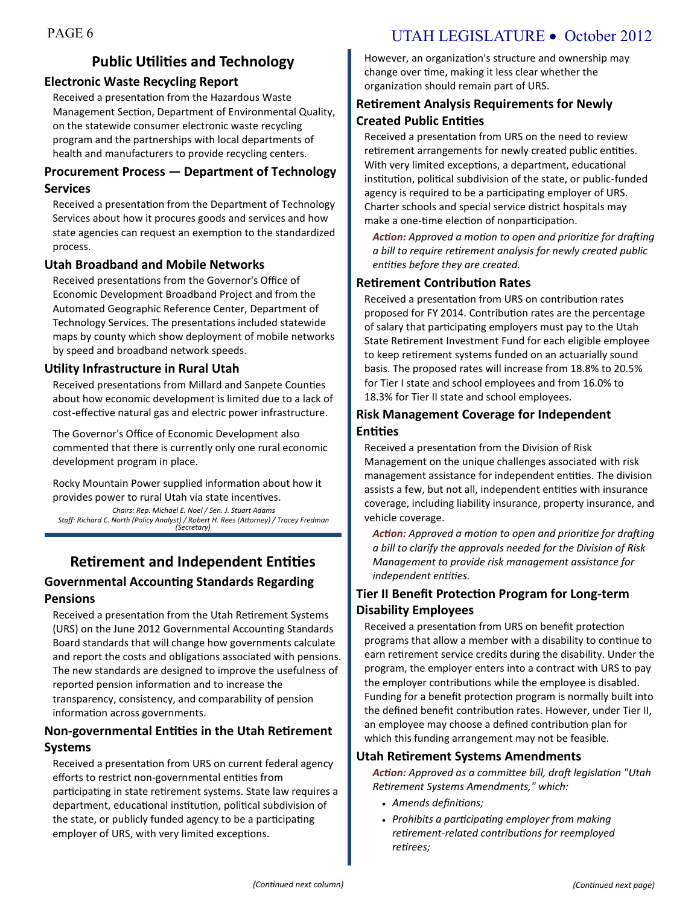## Public Utilities and Technology

### Electronic Waste Recycling Report

Received a presentation from the Hazardous Waste Management Section, Department of Environmental Quality, on the statewide consumer electronic waste recycling program and the partnerships with local departments of health and manufacturers to provide recycling centers.

### Procurement Process — Department of Technology Services

Received a presentation from the Department of Technology Services about how it procures goods and services and how state agencies can request an exemption to the standardized process.

### Utah Broadband and Mobile Networks

Received presentations from the Governor's Office of Economic Development Broadband Project and from the Automated Geographic Reference Center, Department of Technology Services. The presentations included statewide maps by county which show deployment of mobile networks by speed and broadband network speeds.

### Utility Infrastructure in Rural Utah

Received presentations from Millard and Sanpete Counties about how economic development is limited due to a lack of cost-effective natural gas and electric power infrastructure.

The Governor's Office of Economic Development also commented that there is currently only one rural economic development program in place.

Rocky Mountain Power supplied information about how it provides power to rural Utah via state incentives.

*Chairs: Rep. Michael E. Noel / Sen. J. Stuart Adams*
*Staff: Richard C. North (Policy Analyst) / Robert H. Rees (Attorney) / Tracey Fredman (Secretary)*

## Retirement and Independent Entities

### Governmental Accounting Standards Regarding Pensions

Received a presentation from the Utah Retirement Systems (URS) on the June 2012 Governmental Accounting Standards Board standards that will change how governments calculate and report the costs and obligations associated with pensions. The new standards are designed to improve the usefulness of reported pension information and to increase the transparency, consistency, and comparability of pension information across governments.

### Non-governmental Entities in the Utah Retirement Systems

Received a presentation from URS on current federal agency efforts to restrict non-governmental entities from participating in state retirement systems. State law requires a department, educational institution, political subdivision of the state, or publicly funded agency to be a participating employer of URS, with very limited exceptions. However, an organization's structure and ownership may change over time, making it less clear whether the organization should remain part of URS.

### Retirement Analysis Requirements for Newly Created Public Entities

Received a presentation from URS on the need to review retirement arrangements for newly created public entities. With very limited exceptions, a department, educational institution, political subdivision of the state, or public-funded agency is required to be a participating employer of URS. Charter schools and special service district hospitals may make a one-time election of nonparticipation.

***Action:*** *Approved a motion to open and prioritize for drafting a bill to require retirement analysis for newly created public entities before they are created.*

### Retirement Contribution Rates

Received a presentation from URS on contribution rates proposed for FY 2014. Contribution rates are the percentage of salary that participating employers must pay to the Utah State Retirement Investment Fund for each eligible employee to keep retirement systems funded on an actuarially sound basis. The proposed rates will increase from 18.8% to 20.5% for Tier I state and school employees and from 16.0% to 18.3% for Tier II state and school employees.

### Risk Management Coverage for Independent Entities

Received a presentation from the Division of Risk Management on the unique challenges associated with risk management assistance for independent entities. The division assists a few, but not all, independent entities with insurance coverage, including liability insurance, property insurance, and vehicle coverage.

***Action:*** *Approved a motion to open and prioritize for drafting a bill to clarify the approvals needed for the Division of Risk Management to provide risk management assistance for independent entities.*

### Tier II Benefit Protection Program for Long-term Disability Employees

Received a presentation from URS on benefit protection programs that allow a member with a disability to continue to earn retirement service credits during the disability. Under the program, the employer enters into a contract with URS to pay the employer contributions while the employee is disabled. Funding for a benefit protection program is normally built into the defined benefit contribution rates. However, under Tier II, an employee may choose a defined contribution plan for which this funding arrangement may not be feasible.

### Utah Retirement Systems Amendments

***Action:*** *Approved as a committee bill, draft legislation "Utah Retirement Systems Amendments," which:*

- *Amends definitions;*
- *Prohibits a participating employer from making retirement-related contributions for reemployed retirees;*

*(Continued next page)*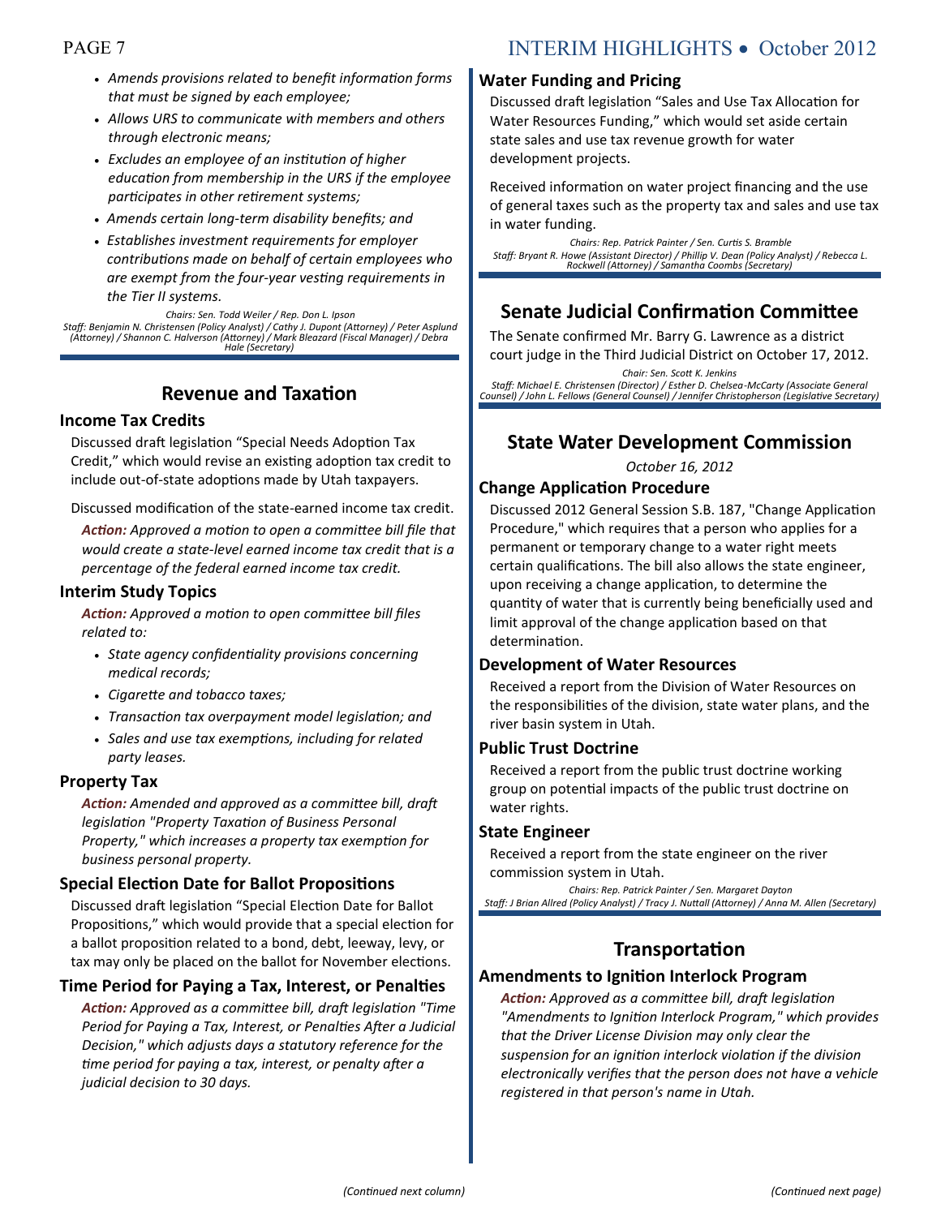- *Amends provisions related to benefit information forms that must be signed by each employee;*
- *Allows URS to communicate with members and others through electronic means;*
- *Excludes an employee of an institution of higher education from membership in the URS if the employee participates in other retirement systems;*
- *Amends certain long-term disability benefits; and*
- *Establishes investment requirements for employer contributions made on behalf of certain employees who are exempt from the four-year vesting requirements in the Tier II systems.*

*Chairs: Sen. Todd Weiler / Rep. Don L. Ipson*
*Staff: Benjamin N. Christensen (Policy Analyst) / Cathy J. Dupont (Attorney) / Peter Asplund (Attorney) / Shannon C. Halverson (Attorney) / Mark Bleazard (Fiscal Manager) / Debra Hale (Secretary)*

## Revenue and Taxation

### Income Tax Credits

Discussed draft legislation "Special Needs Adoption Tax Credit," which would revise an existing adoption tax credit to include out-of-state adoptions made by Utah taxpayers.

Discussed modification of the state-earned income tax credit.

***Action:*** *Approved a motion to open a committee bill file that would create a state-level earned income tax credit that is a percentage of the federal earned income tax credit.*

### Interim Study Topics

***Action:*** *Approved a motion to open committee bill files related to:*

- *State agency confidentiality provisions concerning medical records;*
- *Cigarette and tobacco taxes;*
- *Transaction tax overpayment model legislation; and*
- *Sales and use tax exemptions, including for related party leases.*

### Property Tax

***Action:*** *Amended and approved as a committee bill, draft legislation "Property Taxation of Business Personal Property," which increases a property tax exemption for business personal property.*

### Special Election Date for Ballot Propositions

Discussed draft legislation "Special Election Date for Ballot Propositions," which would provide that a special election for a ballot proposition related to a bond, debt, leeway, levy, or tax may only be placed on the ballot for November elections.

### Time Period for Paying a Tax, Interest, or Penalties

***Action:*** *Approved as a committee bill, draft legislation "Time Period for Paying a Tax, Interest, or Penalties After a Judicial Decision," which adjusts days a statutory reference for the time period for paying a tax, interest, or penalty after a judicial decision to 30 days.*

### Water Funding and Pricing

Discussed draft legislation "Sales and Use Tax Allocation for Water Resources Funding," which would set aside certain state sales and use tax revenue growth for water development projects.

Received information on water project financing and the use of general taxes such as the property tax and sales and use tax in water funding.

*Chairs: Rep. Patrick Painter / Sen. Curtis S. Bramble*
*Staff: Bryant R. Howe (Assistant Director) / Phillip V. Dean (Policy Analyst) / Rebecca L. Rockwell (Attorney) / Samantha Coombs (Secretary)*

## Senate Judicial Confirmation Committee

The Senate confirmed Mr. Barry G. Lawrence as a district court judge in the Third Judicial District on October 17, 2012.

*Chair: Sen. Scott K. Jenkins*
*Staff: Michael E. Christensen (Director) / Esther D. Chelsea-McCarty (Associate General Counsel) / John L. Fellows (General Counsel) / Jennifer Christopherson (Legislative Secretary)*

## State Water Development Commission

*October 16, 2012*

### Change Application Procedure

Discussed 2012 General Session S.B. 187, "Change Application Procedure," which requires that a person who applies for a permanent or temporary change to a water right meets certain qualifications. The bill also allows the state engineer, upon receiving a change application, to determine the quantity of water that is currently being beneficially used and limit approval of the change application based on that determination.

### Development of Water Resources

Received a report from the Division of Water Resources on the responsibilities of the division, state water plans, and the river basin system in Utah.

### Public Trust Doctrine

Received a report from the public trust doctrine working group on potential impacts of the public trust doctrine on water rights.

### State Engineer

Received a report from the state engineer on the river commission system in Utah.

*Chairs: Rep. Patrick Painter / Sen. Margaret Dayton*
*Staff: J Brian Allred (Policy Analyst) / Tracy J. Nuttall (Attorney) / Anna M. Allen (Secretary)*

## Transportation

### Amendments to Ignition Interlock Program

***Action:*** *Approved as a committee bill, draft legislation "Amendments to Ignition Interlock Program," which provides that the Driver License Division may only clear the suspension for an ignition interlock violation if the division electronically verifies that the person does not have a vehicle registered in that person's name in Utah.*

*(Continued next page)*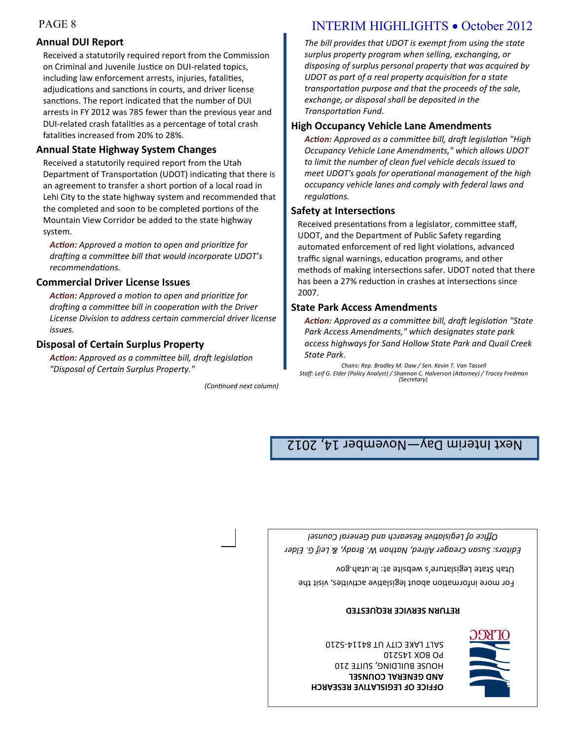### Annual DUI Report

Received a statutorily required report from the Commission on Criminal and Juvenile Justice on DUI-related topics, including law enforcement arrests, injuries, fatalities, adjudications and sanctions in courts, and driver license sanctions. The report indicated that the number of DUI arrests in FY 2012 was 785 fewer than the previous year and DUI-related crash fatalities as a percentage of total crash fatalities increased from 20% to 28%.

### Annual State Highway System Changes

Received a statutorily required report from the Utah Department of Transportation (UDOT) indicating that there is an agreement to transfer a short portion of a local road in Lehi City to the state highway system and recommended that the completed and soon to be completed portions of the Mountain View Corridor be added to the state highway system.

***Action:*** *Approved a motion to open and prioritize for drafting a committee bill that would incorporate UDOT's recommendations.*

### Commercial Driver License Issues

***Action:*** *Approved a motion to open and prioritize for drafting a committee bill in cooperation with the Driver License Division to address certain commercial driver license issues.*

### Disposal of Certain Surplus Property

***Action:*** *Approved as a committee bill, draft legislation "Disposal of Certain Surplus Property."*

*The bill provides that UDOT is exempt from using the state surplus property program when selling, exchanging, or disposing of surplus personal property that was acquired by UDOT as part of a real property acquisition for a state transportation purpose and that the proceeds of the sale, exchange, or disposal shall be deposited in the Transportation Fund.*

### High Occupancy Vehicle Lane Amendments

***Action:*** *Approved as a committee bill, draft legislation "High Occupancy Vehicle Lane Amendments," which allows UDOT to limit the number of clean fuel vehicle decals issued to meet UDOT's goals for operational management of the high occupancy vehicle lanes and comply with federal laws and regulations.*

### Safety at Intersections

Received presentations from a legislator, committee staff, UDOT, and the Department of Public Safety regarding automated enforcement of red light violations, advanced traffic signal warnings, education programs, and other methods of making intersections safer. UDOT noted that there has been a 27% reduction in crashes at intersections since 2007.

### State Park Access Amendments

***Action:*** *Approved as a committee bill, draft legislation "State Park Access Amendments," which designates state park access highways for Sand Hollow State Park and Quail Creek State Park.*

*Chairs: Rep. Bradley M. Daw / Sen. Kevin T. Van Tassell*
*Staff: Leif G. Elder (Policy Analyst) / Shannon C. Halverson (Attorney) / Tracey Fredman (Secretary)*

Next Interim Day—November 14, 2012

**OFFICE OF LEGISLATIVE RESEARCH AND GENERAL COUNSEL**
HOUSE BUILDING, SUITE 210
PO BOX 145210
SALT LAKE CITY UT 84114-5210

**RETURN SERVICE REQUESTED**

For more information about legislative activities, visit the Utah State Legislature's website at: le.utah.gov

*Editors: Susan Creager Allred, Nathan W. Brady, & Leif G. Elder*
*Office of Legislative Research and General Counsel*